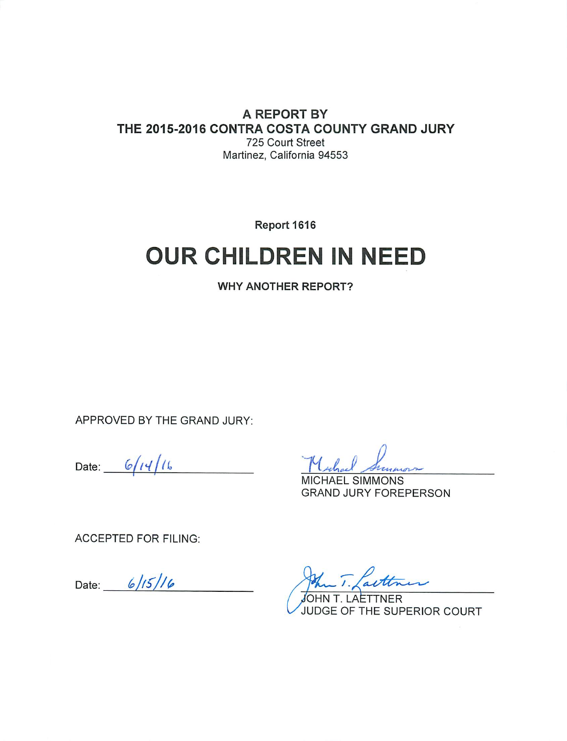**A REPORT BY**
**THE 2015-2016 CONTRA COSTA COUNTY GRAND JURY**
725 Court Street
Martinez, California 94553

**Report 1616**

# OUR CHILDREN IN NEED

**WHY ANOTHER REPORT?**

APPROVED BY THE GRAND JURY:

Date: 6/14/16

MICHAEL SIMMONS
GRAND JURY FOREPERSON

ACCEPTED FOR FILING:

Date: 6/15/16

JOHN T. LAETTNER
JUDGE OF THE SUPERIOR COURT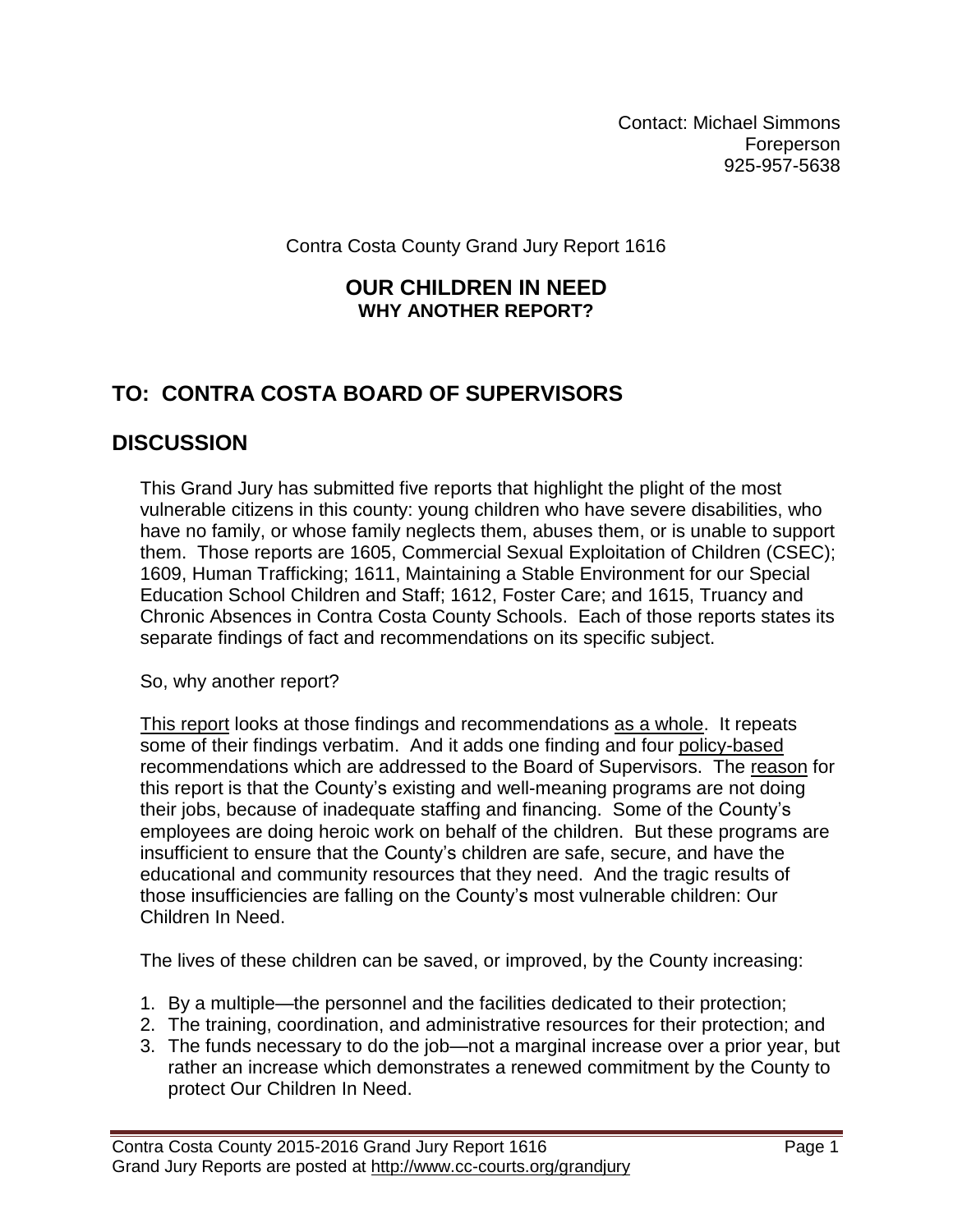Contact: Michael Simmons
Foreperson
925-957-5638

Contra Costa County Grand Jury Report 1616

## OUR CHILDREN IN NEED
### WHY ANOTHER REPORT?

## TO: CONTRA COSTA BOARD OF SUPERVISORS

## DISCUSSION

This Grand Jury has submitted five reports that highlight the plight of the most vulnerable citizens in this county: young children who have severe disabilities, who have no family, or whose family neglects them, abuses them, or is unable to support them. Those reports are 1605, Commercial Sexual Exploitation of Children (CSEC); 1609, Human Trafficking; 1611, Maintaining a Stable Environment for our Special Education School Children and Staff; 1612, Foster Care; and 1615, Truancy and Chronic Absences in Contra Costa County Schools. Each of those reports states its separate findings of fact and recommendations on its specific subject.

So, why another report?

This report looks at those findings and recommendations as a whole. It repeats some of their findings verbatim. And it adds one finding and four policy-based recommendations which are addressed to the Board of Supervisors. The reason for this report is that the County's existing and well-meaning programs are not doing their jobs, because of inadequate staffing and financing. Some of the County's employees are doing heroic work on behalf of the children. But these programs are insufficient to ensure that the County's children are safe, secure, and have the educational and community resources that they need. And the tragic results of those insufficiencies are falling on the County's most vulnerable children: Our Children In Need.

The lives of these children can be saved, or improved, by the County increasing:

1. By a multiple—the personnel and the facilities dedicated to their protection;
2. The training, coordination, and administrative resources for their protection; and
3. The funds necessary to do the job—not a marginal increase over a prior year, but rather an increase which demonstrates a renewed commitment by the County to protect Our Children In Need.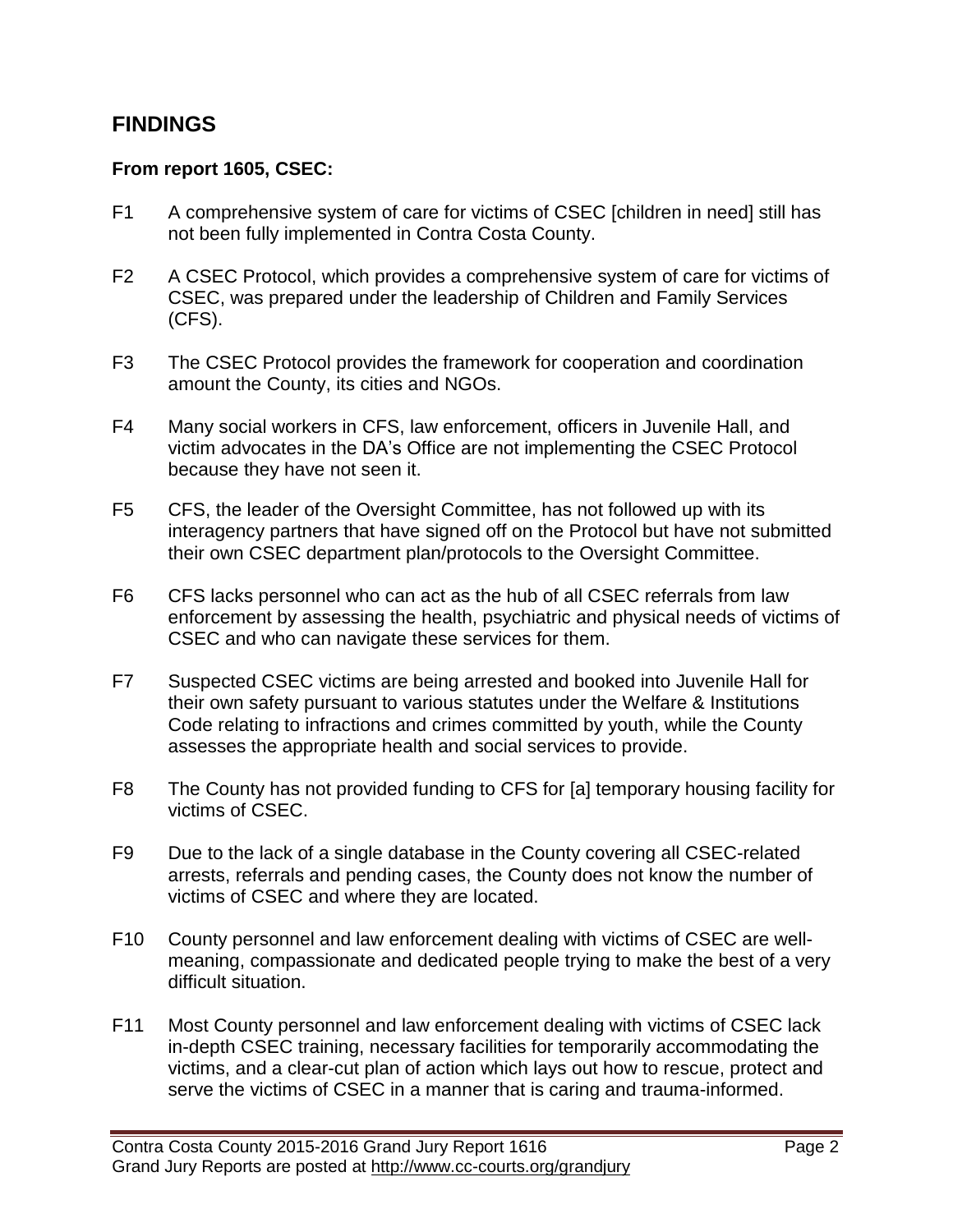## FINDINGS

**From report 1605, CSEC:**

F1 A comprehensive system of care for victims of CSEC [children in need] still has not been fully implemented in Contra Costa County.

F2 A CSEC Protocol, which provides a comprehensive system of care for victims of CSEC, was prepared under the leadership of Children and Family Services (CFS).

F3 The CSEC Protocol provides the framework for cooperation and coordination amount the County, its cities and NGOs.

F4 Many social workers in CFS, law enforcement, officers in Juvenile Hall, and victim advocates in the DA's Office are not implementing the CSEC Protocol because they have not seen it.

F5 CFS, the leader of the Oversight Committee, has not followed up with its interagency partners that have signed off on the Protocol but have not submitted their own CSEC department plan/protocols to the Oversight Committee.

F6 CFS lacks personnel who can act as the hub of all CSEC referrals from law enforcement by assessing the health, psychiatric and physical needs of victims of CSEC and who can navigate these services for them.

F7 Suspected CSEC victims are being arrested and booked into Juvenile Hall for their own safety pursuant to various statutes under the Welfare & Institutions Code relating to infractions and crimes committed by youth, while the County assesses the appropriate health and social services to provide.

F8 The County has not provided funding to CFS for [a] temporary housing facility for victims of CSEC.

F9 Due to the lack of a single database in the County covering all CSEC-related arrests, referrals and pending cases, the County does not know the number of victims of CSEC and where they are located.

F10 County personnel and law enforcement dealing with victims of CSEC are well-meaning, compassionate and dedicated people trying to make the best of a very difficult situation.

F11 Most County personnel and law enforcement dealing with victims of CSEC lack in-depth CSEC training, necessary facilities for temporarily accommodating the victims, and a clear-cut plan of action which lays out how to rescue, protect and serve the victims of CSEC in a manner that is caring and trauma-informed.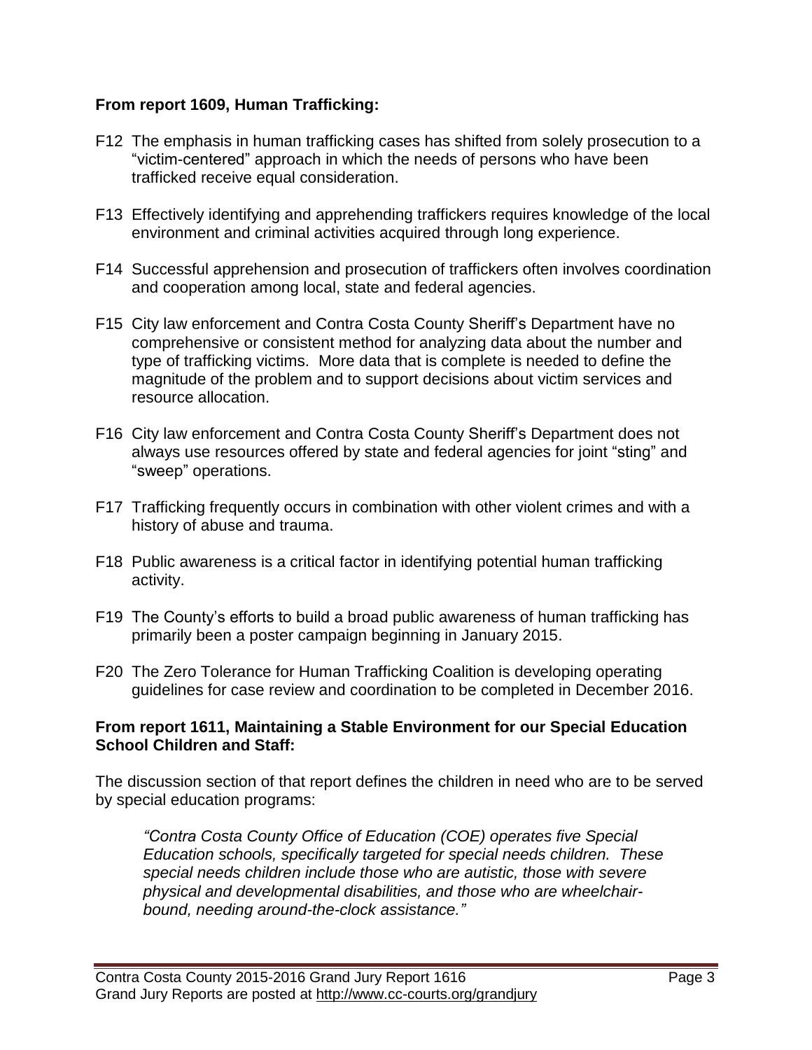**From report 1609, Human Trafficking:**

F12 The emphasis in human trafficking cases has shifted from solely prosecution to a "victim-centered" approach in which the needs of persons who have been trafficked receive equal consideration.

F13 Effectively identifying and apprehending traffickers requires knowledge of the local environment and criminal activities acquired through long experience.

F14 Successful apprehension and prosecution of traffickers often involves coordination and cooperation among local, state and federal agencies.

F15 City law enforcement and Contra Costa County Sheriff's Department have no comprehensive or consistent method for analyzing data about the number and type of trafficking victims. More data that is complete is needed to define the magnitude of the problem and to support decisions about victim services and resource allocation.

F16 City law enforcement and Contra Costa County Sheriff's Department does not always use resources offered by state and federal agencies for joint "sting" and "sweep" operations.

F17 Trafficking frequently occurs in combination with other violent crimes and with a history of abuse and trauma.

F18 Public awareness is a critical factor in identifying potential human trafficking activity.

F19 The County's efforts to build a broad public awareness of human trafficking has primarily been a poster campaign beginning in January 2015.

F20 The Zero Tolerance for Human Trafficking Coalition is developing operating guidelines for case review and coordination to be completed in December 2016.

**From report 1611, Maintaining a Stable Environment for our Special Education School Children and Staff:**

The discussion section of that report defines the children in need who are to be served by special education programs:

> *"Contra Costa County Office of Education (COE) operates five Special Education schools, specifically targeted for special needs children. These special needs children include those who are autistic, those with severe physical and developmental disabilities, and those who are wheelchair-bound, needing around-the-clock assistance."*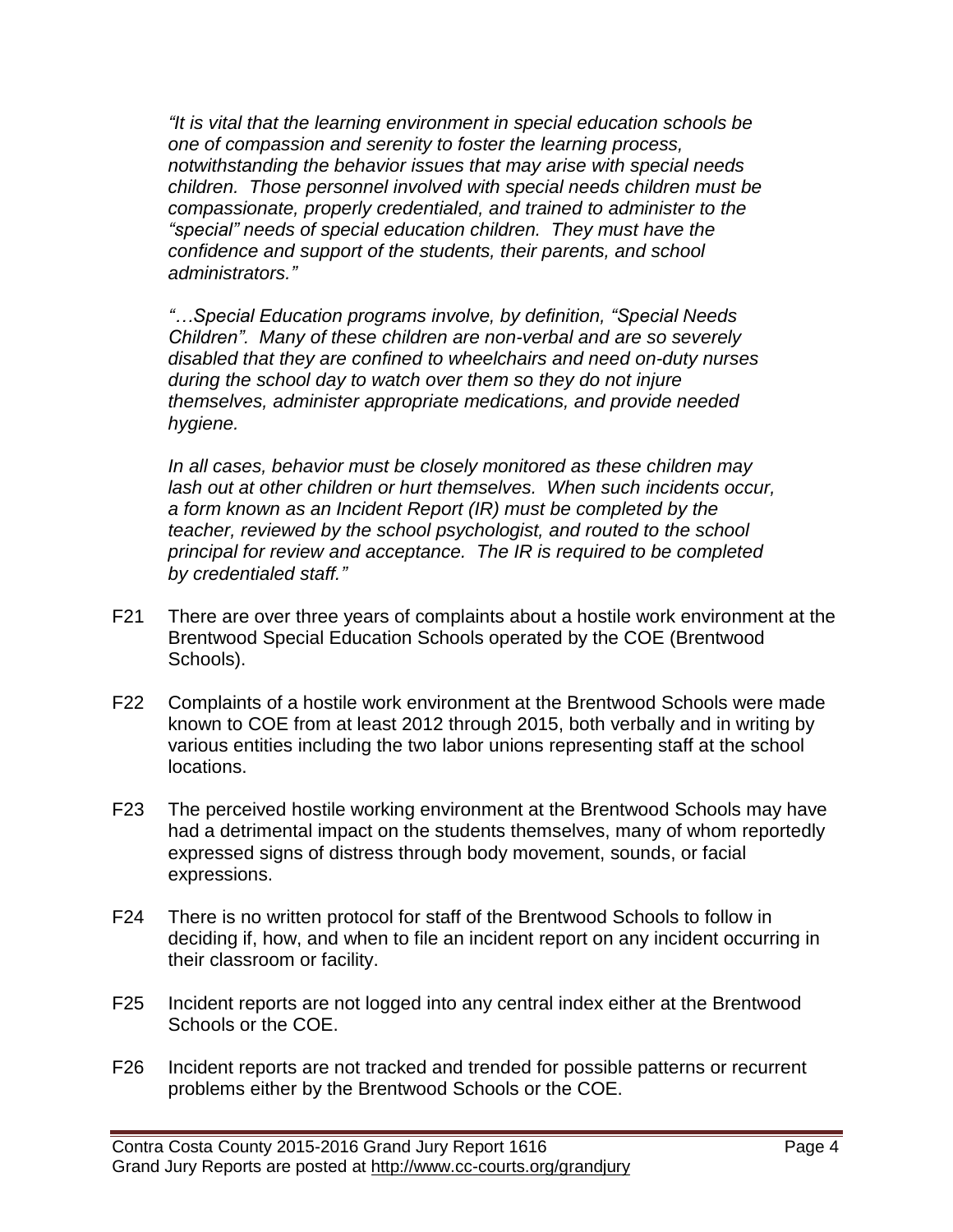*"It is vital that the learning environment in special education schools be one of compassion and serenity to foster the learning process, notwithstanding the behavior issues that may arise with special needs children. Those personnel involved with special needs children must be compassionate, properly credentialed, and trained to administer to the "special" needs of special education children. They must have the confidence and support of the students, their parents, and school administrators."*

*"…Special Education programs involve, by definition, "Special Needs Children". Many of these children are non-verbal and are so severely disabled that they are confined to wheelchairs and need on-duty nurses during the school day to watch over them so they do not injure themselves, administer appropriate medications, and provide needed hygiene.*

*In all cases, behavior must be closely monitored as these children may lash out at other children or hurt themselves. When such incidents occur, a form known as an Incident Report (IR) must be completed by the teacher, reviewed by the school psychologist, and routed to the school principal for review and acceptance. The IR is required to be completed by credentialed staff."*

F21 There are over three years of complaints about a hostile work environment at the Brentwood Special Education Schools operated by the COE (Brentwood Schools).

F22 Complaints of a hostile work environment at the Brentwood Schools were made known to COE from at least 2012 through 2015, both verbally and in writing by various entities including the two labor unions representing staff at the school locations.

F23 The perceived hostile working environment at the Brentwood Schools may have had a detrimental impact on the students themselves, many of whom reportedly expressed signs of distress through body movement, sounds, or facial expressions.

F24 There is no written protocol for staff of the Brentwood Schools to follow in deciding if, how, and when to file an incident report on any incident occurring in their classroom or facility.

F25 Incident reports are not logged into any central index either at the Brentwood Schools or the COE.

F26 Incident reports are not tracked and trended for possible patterns or recurrent problems either by the Brentwood Schools or the COE.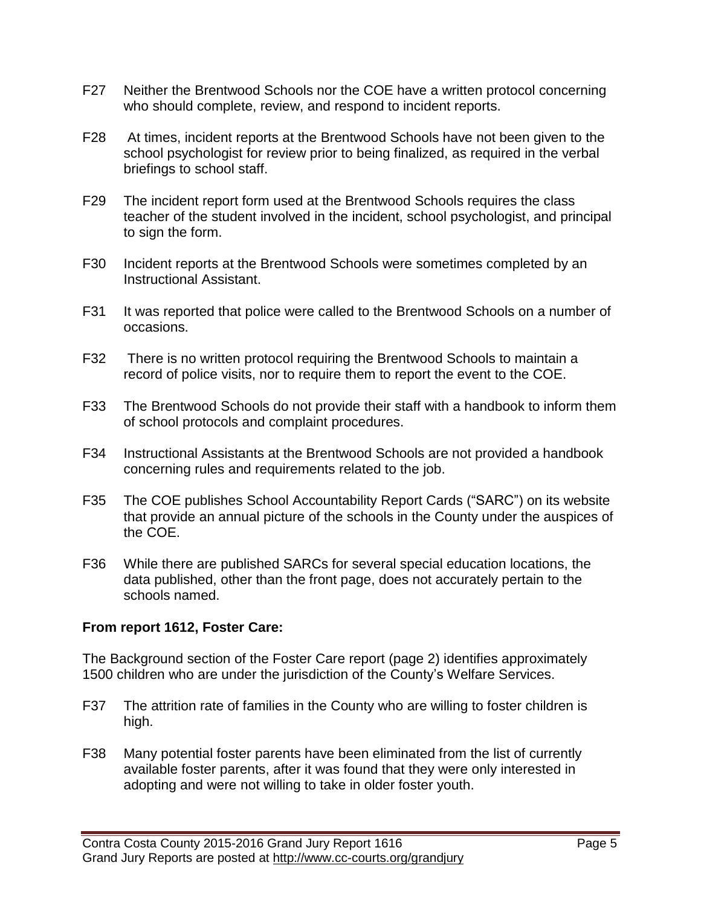F27 Neither the Brentwood Schools nor the COE have a written protocol concerning who should complete, review, and respond to incident reports.

F28 At times, incident reports at the Brentwood Schools have not been given to the school psychologist for review prior to being finalized, as required in the verbal briefings to school staff.

F29 The incident report form used at the Brentwood Schools requires the class teacher of the student involved in the incident, school psychologist, and principal to sign the form.

F30 Incident reports at the Brentwood Schools were sometimes completed by an Instructional Assistant.

F31 It was reported that police were called to the Brentwood Schools on a number of occasions.

F32 There is no written protocol requiring the Brentwood Schools to maintain a record of police visits, nor to require them to report the event to the COE.

F33 The Brentwood Schools do not provide their staff with a handbook to inform them of school protocols and complaint procedures.

F34 Instructional Assistants at the Brentwood Schools are not provided a handbook concerning rules and requirements related to the job.

F35 The COE publishes School Accountability Report Cards ("SARC") on its website that provide an annual picture of the schools in the County under the auspices of the COE.

F36 While there are published SARCs for several special education locations, the data published, other than the front page, does not accurately pertain to the schools named.

**From report 1612, Foster Care:**

The Background section of the Foster Care report (page 2) identifies approximately 1500 children who are under the jurisdiction of the County's Welfare Services.

F37 The attrition rate of families in the County who are willing to foster children is high.

F38 Many potential foster parents have been eliminated from the list of currently available foster parents, after it was found that they were only interested in adopting and were not willing to take in older foster youth.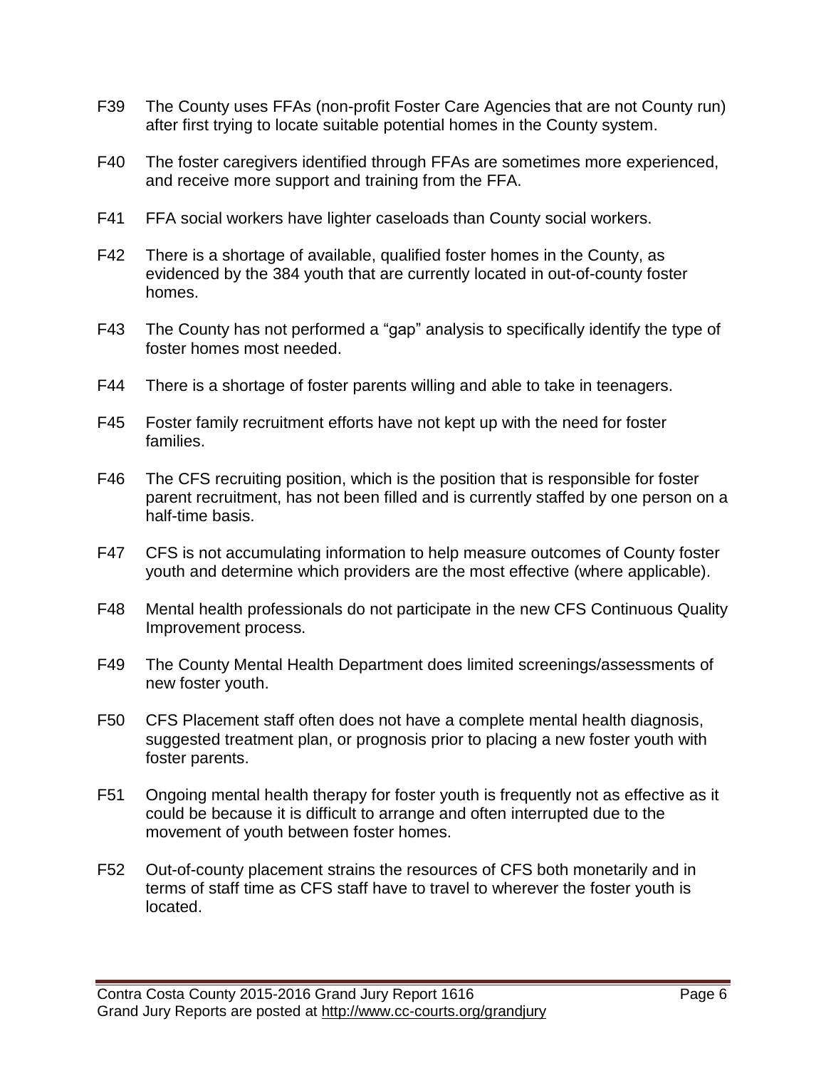F39 The County uses FFAs (non-profit Foster Care Agencies that are not County run) after first trying to locate suitable potential homes in the County system.

F40 The foster caregivers identified through FFAs are sometimes more experienced, and receive more support and training from the FFA.

F41 FFA social workers have lighter caseloads than County social workers.

F42 There is a shortage of available, qualified foster homes in the County, as evidenced by the 384 youth that are currently located in out-of-county foster homes.

F43 The County has not performed a "gap" analysis to specifically identify the type of foster homes most needed.

F44 There is a shortage of foster parents willing and able to take in teenagers.

F45 Foster family recruitment efforts have not kept up with the need for foster families.

F46 The CFS recruiting position, which is the position that is responsible for foster parent recruitment, has not been filled and is currently staffed by one person on a half-time basis.

F47 CFS is not accumulating information to help measure outcomes of County foster youth and determine which providers are the most effective (where applicable).

F48 Mental health professionals do not participate in the new CFS Continuous Quality Improvement process.

F49 The County Mental Health Department does limited screenings/assessments of new foster youth.

F50 CFS Placement staff often does not have a complete mental health diagnosis, suggested treatment plan, or prognosis prior to placing a new foster youth with foster parents.

F51 Ongoing mental health therapy for foster youth is frequently not as effective as it could be because it is difficult to arrange and often interrupted due to the movement of youth between foster homes.

F52 Out-of-county placement strains the resources of CFS both monetarily and in terms of staff time as CFS staff have to travel to wherever the foster youth is located.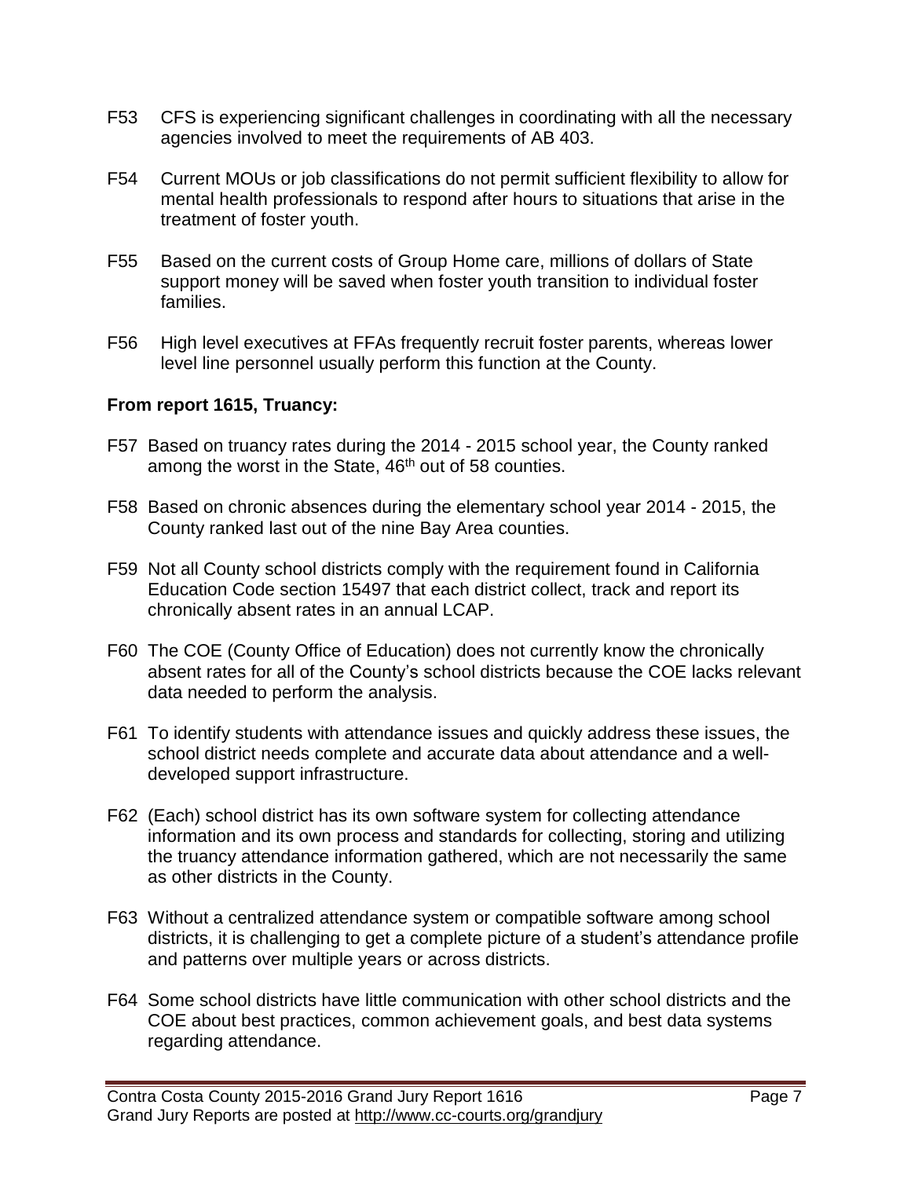F53 CFS is experiencing significant challenges in coordinating with all the necessary agencies involved to meet the requirements of AB 403.

F54 Current MOUs or job classifications do not permit sufficient flexibility to allow for mental health professionals to respond after hours to situations that arise in the treatment of foster youth.

F55 Based on the current costs of Group Home care, millions of dollars of State support money will be saved when foster youth transition to individual foster families.

F56 High level executives at FFAs frequently recruit foster parents, whereas lower level line personnel usually perform this function at the County.

**From report 1615, Truancy:**

F57 Based on truancy rates during the 2014 - 2015 school year, the County ranked among the worst in the State, 46th out of 58 counties.

F58 Based on chronic absences during the elementary school year 2014 - 2015, the County ranked last out of the nine Bay Area counties.

F59 Not all County school districts comply with the requirement found in California Education Code section 15497 that each district collect, track and report its chronically absent rates in an annual LCAP.

F60 The COE (County Office of Education) does not currently know the chronically absent rates for all of the County's school districts because the COE lacks relevant data needed to perform the analysis.

F61 To identify students with attendance issues and quickly address these issues, the school district needs complete and accurate data about attendance and a well-developed support infrastructure.

F62 (Each) school district has its own software system for collecting attendance information and its own process and standards for collecting, storing and utilizing the truancy attendance information gathered, which are not necessarily the same as other districts in the County.

F63 Without a centralized attendance system or compatible software among school districts, it is challenging to get a complete picture of a student's attendance profile and patterns over multiple years or across districts.

F64 Some school districts have little communication with other school districts and the COE about best practices, common achievement goals, and best data systems regarding attendance.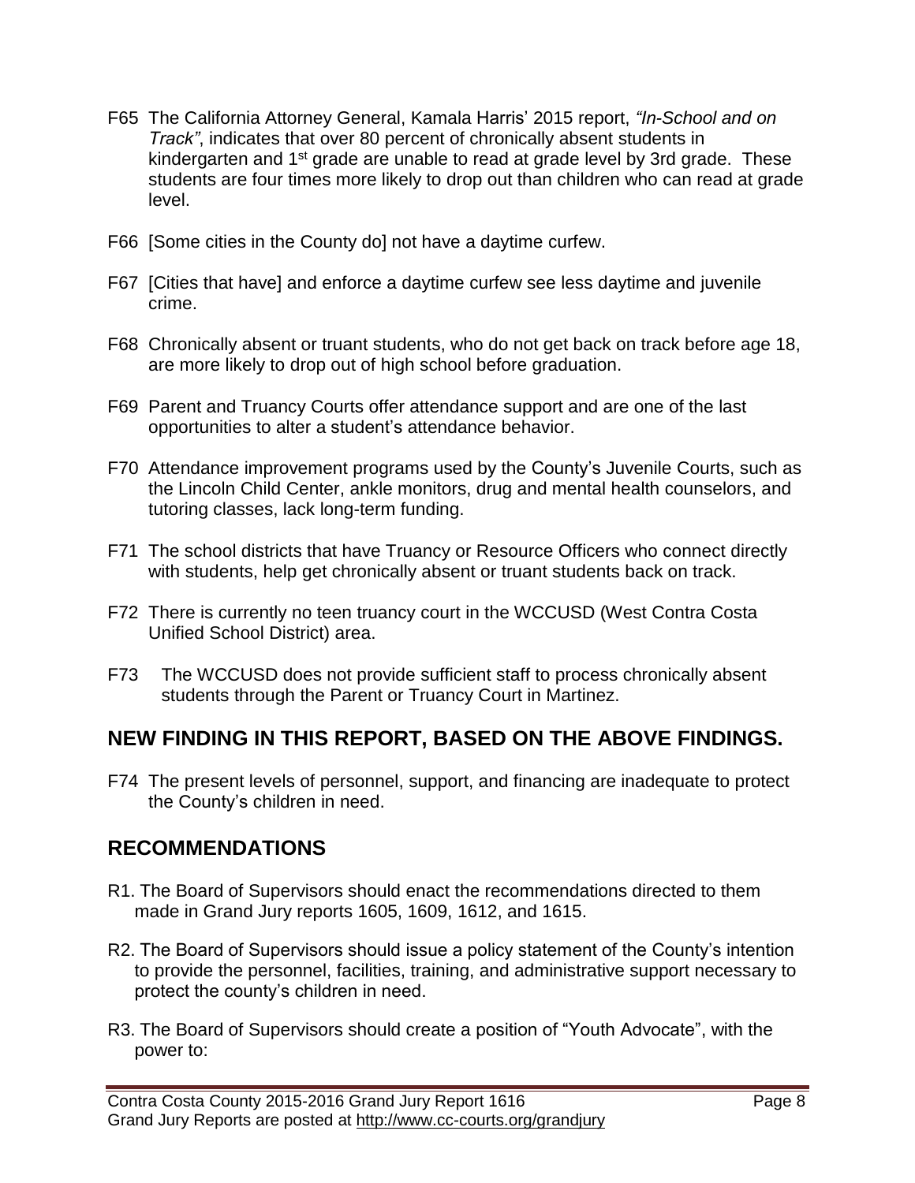F65 The California Attorney General, Kamala Harris' 2015 report, *"In-School and on Track"*, indicates that over 80 percent of chronically absent students in kindergarten and 1st grade are unable to read at grade level by 3rd grade. These students are four times more likely to drop out than children who can read at grade level.

F66 [Some cities in the County do] not have a daytime curfew.

F67 [Cities that have] and enforce a daytime curfew see less daytime and juvenile crime.

F68 Chronically absent or truant students, who do not get back on track before age 18, are more likely to drop out of high school before graduation.

F69 Parent and Truancy Courts offer attendance support and are one of the last opportunities to alter a student's attendance behavior.

F70 Attendance improvement programs used by the County's Juvenile Courts, such as the Lincoln Child Center, ankle monitors, drug and mental health counselors, and tutoring classes, lack long-term funding.

F71 The school districts that have Truancy or Resource Officers who connect directly with students, help get chronically absent or truant students back on track.

F72 There is currently no teen truancy court in the WCCUSD (West Contra Costa Unified School District) area.

F73 The WCCUSD does not provide sufficient staff to process chronically absent students through the Parent or Truancy Court in Martinez.

## NEW FINDING IN THIS REPORT, BASED ON THE ABOVE FINDINGS.

F74 The present levels of personnel, support, and financing are inadequate to protect the County's children in need.

## RECOMMENDATIONS

R1. The Board of Supervisors should enact the recommendations directed to them made in Grand Jury reports 1605, 1609, 1612, and 1615.

R2. The Board of Supervisors should issue a policy statement of the County's intention to provide the personnel, facilities, training, and administrative support necessary to protect the county's children in need.

R3. The Board of Supervisors should create a position of "Youth Advocate", with the power to: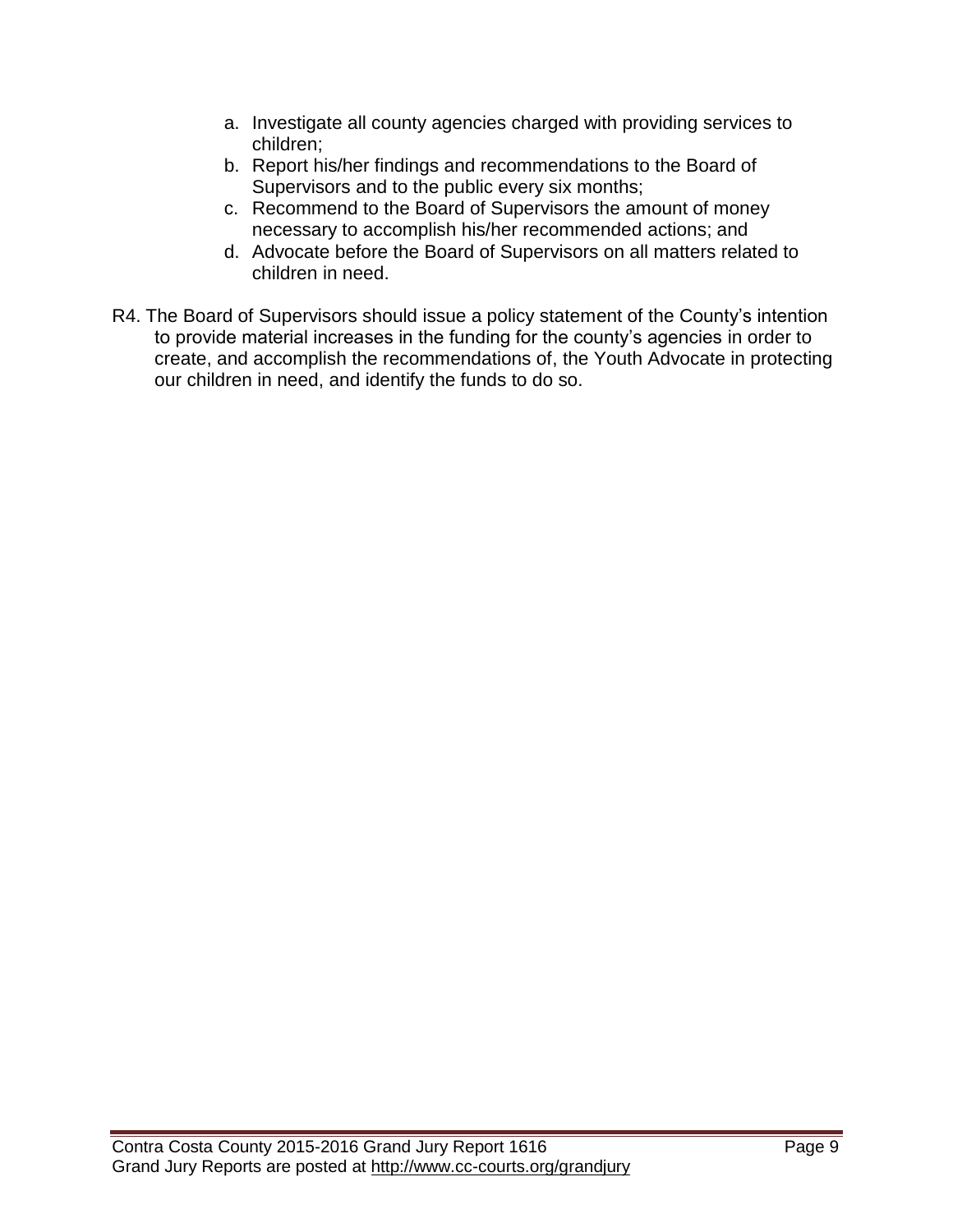a. Investigate all county agencies charged with providing services to children;
   b. Report his/her findings and recommendations to the Board of Supervisors and to the public every six months;
   c. Recommend to the Board of Supervisors the amount of money necessary to accomplish his/her recommended actions; and
   d. Advocate before the Board of Supervisors on all matters related to children in need.

R4. The Board of Supervisors should issue a policy statement of the County's intention to provide material increases in the funding for the county's agencies in order to create, and accomplish the recommendations of, the Youth Advocate in protecting our children in need, and identify the funds to do so.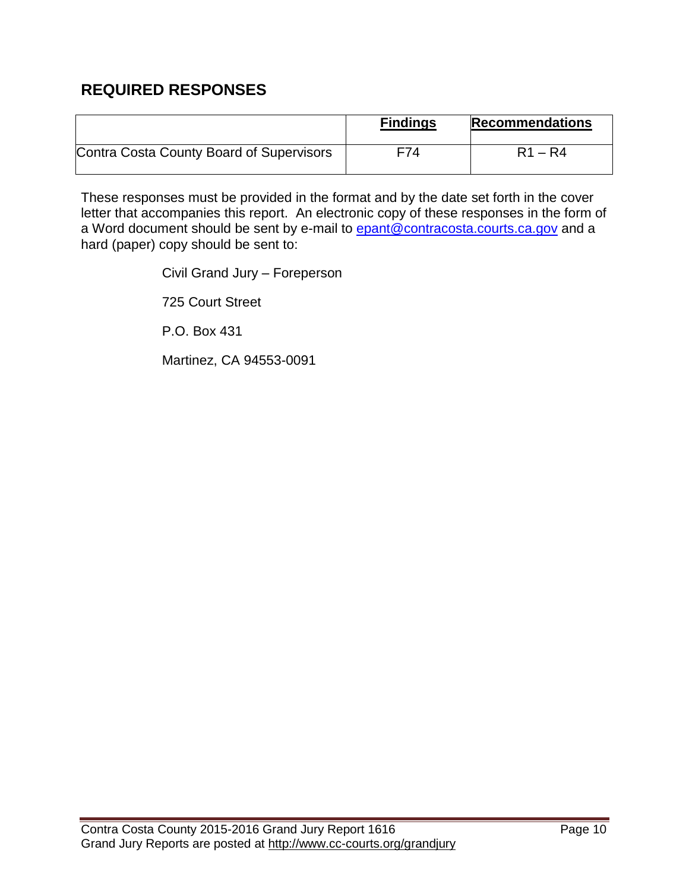## REQUIRED RESPONSES

| | Findings | Recommendations |
|---|---|---|
| Contra Costa County Board of Supervisors | F74 | R1 – R4 |

These responses must be provided in the format and by the date set forth in the cover letter that accompanies this report. An electronic copy of these responses in the form of a Word document should be sent by e-mail to epant@contracosta.courts.ca.gov and a hard (paper) copy should be sent to:

Civil Grand Jury – Foreperson

725 Court Street

P.O. Box 431

Martinez, CA 94553-0091